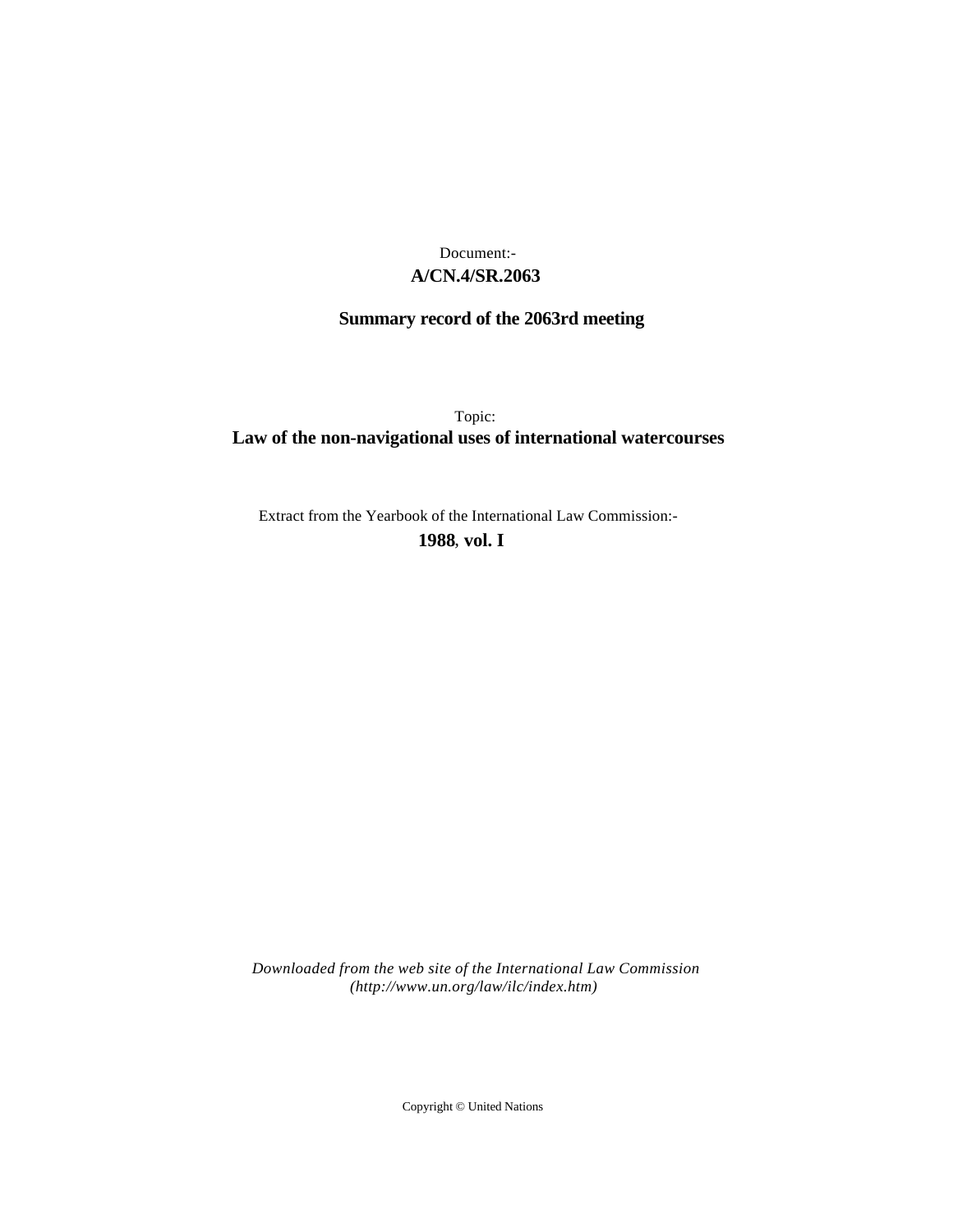Document:-

**A/CN.4/SR.2063**

**Summary record of the 2063rd meeting**

Topic:

**Law of the non-navigational uses of international watercourses**

Extract from the Yearbook of the International Law Commission:-

**1988**, **vol. I**

*Downloaded from the web site of the International Law Commission (http://www.un.org/law/ilc/index.htm)*

Copyright © United Nations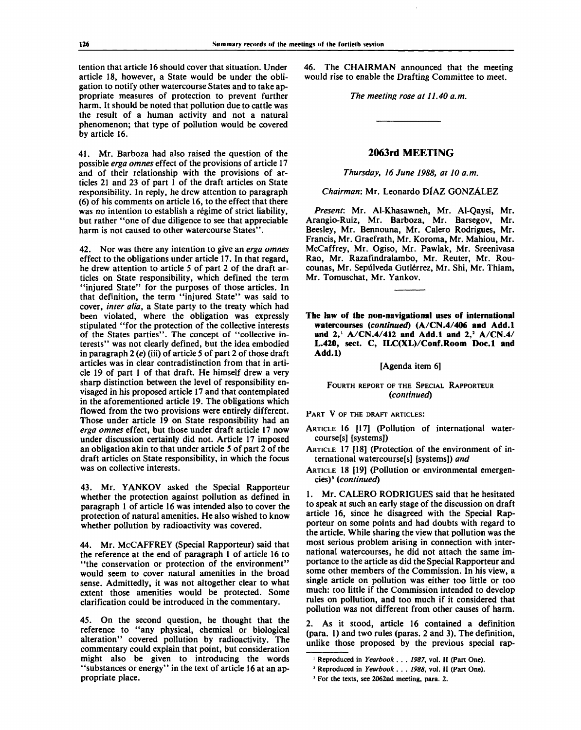tention that article 16 should cover that situation. Under article 18, however, a State would be under the obligation to notify other watercourse States and to take appropriate measures of protection to prevent further harm. It should be noted that pollution due to cattle was the result of a human activity and not a natural phenomenon; that type of pollution would be covered by article 16.

41. Mr. Barboza had also raised the question of the possible *erga omnes* effect of the provisions of article 17 and of their relationship with the provisions of articles 21 and 23 of part 1 of the draft articles on State responsibility. In reply, he drew attention to paragraph (6) of his comments on article 16, to the effect that there was no intention to establish a régime of strict liability, but rather "one of due diligence to see that appreciable harm is not caused to other watercourse States".

42. Nor was there any intention to give an *erga omnes* effect to the obligations under article 17. In that regard, he drew attention to article 5 of part 2 of the draft articles on State responsibility, which defined the term "injured State" for the purposes of those articles. In that definition, the term "injured State" was said to cover, *inter alia*, a State party to the treaty which had been violated, where the obligation was expressly stipulated "for the protection of the collective interests of the States parties". The concept of "collective interests" was not clearly defined, but the idea embodied in paragraph 2 (*e*) (iii) of article 5 of part 2 of those draft articles was in clear contradistinction from that in article 19 of part 1 of that draft. He himself drew a very sharp distinction between the level of responsibility envisaged in his proposed article 17 and that contemplated in the aforementioned article 19. The obligations which flowed from the two provisions were entirely different. Those under article 19 on State responsibility had an *erga omnes* effect, but those under draft article 17 now under discussion certainly did not. Article 17 imposed an obligation akin to that under article 5 of part 2 of the draft articles on State responsibility, in which the focus was on collective interests.

43. Mr. YANKOV asked the Special Rapporteur whether the protection against pollution as defined in paragraph 1 of article 16 was intended also to cover the protection of natural amenities. He also wished to know whether pollution by radioactivity was covered.

44. Mr. McCAFFREY (Special Rapporteur) said that the reference at the end of paragraph 1 of article 16 to "the conservation or protection of the environment" would seem to cover natural amenities in the broad sense. Admittedly, it was not altogether clear to what extent those amenities would be protected. Some clarification could be introduced in the commentary.

45. On the second question, he thought that the reference to "any physical, chemical or biological alteration" covered pollution by radioactivity. The commentary could explain that point, but consideration might also be given to introducing the words "substances or energy" in the text of article 16 at an appropriate place.

46. The CHAIRMAN announced that the meeting would rise to enable the Drafting Committee to meet.

*The meeting rose at 11.40 a.m.*

---

## 2063rd MEETING

*Thursday, 16 June 1988, at 10 a.m.*

*Chairman*: Mr. Leonardo DÍAZ GONZÁLEZ

*Present*: Mr. Al-Khasawneh, Mr. Al-Qaysi, Mr. Arangio-Ruiz, Mr. Barboza, Mr. Barsegov, Mr. Beesley, Mr. Bennouna, Mr. Calero Rodrigues, Mr. Francis, Mr. Graefrath, Mr. Koroma, Mr. Mahiou, Mr. McCaffrey, Mr. Ogiso, Mr. Pawlak, Mr. Sreenivasa Rao, Mr. Razafindralambo, Mr. Reuter, Mr. Roucounas, Mr. Sepúlveda Gutiérrez, Mr. Shi, Mr. Thiam, Mr. Tomuschat, Mr. Yankov.

---

**The law of the non-navigational uses of international watercourses (*continued*) (A/CN.4/406 and Add.1 and 2,[1] A/CN.4/412 and Add.1 and 2,[2] A/CN.4/L.420, sect. C, ILC(XL)/Conf.Room Doc.1 and Add.1)**

[Agenda item 6]

FOURTH REPORT OF THE SPECIAL RAPPORTEUR (*continued*)

PART V OF THE DRAFT ARTICLES:

ARTICLE 16 [17] (Pollution of international watercourse[s] [systems])

ARTICLE 17 [18] (Protection of the environment of international watercourse[s] [systems]) *and*

ARTICLE 18 [19] (Pollution or environmental emergencies)[3] (*continued*)

1. Mr. CALERO RODRIGUES said that he hesitated to speak at such an early stage of the discussion on draft article 16, since he disagreed with the Special Rapporteur on some points and had doubts with regard to the article. While sharing the view that pollution was the most serious problem arising in connection with international watercourses, he did not attach the same importance to the article as did the Special Rapporteur and some other members of the Commission. In his view, a single article on pollution was either too little or too much: too little if the Commission intended to develop rules on pollution, and too much if it considered that pollution was not different from other causes of harm.

2. As it stood, article 16 contained a definition (para. 1) and two rules (paras. 2 and 3). The definition, unlike those proposed by the previous special rap-

---

[1] Reproduced in *Yearbook . . . 1987*, vol. II (Part One).

[2] Reproduced in *Yearbook . . . 1988*, vol. II (Part One).

[3] For the texts, see 2062nd meeting, para. 2.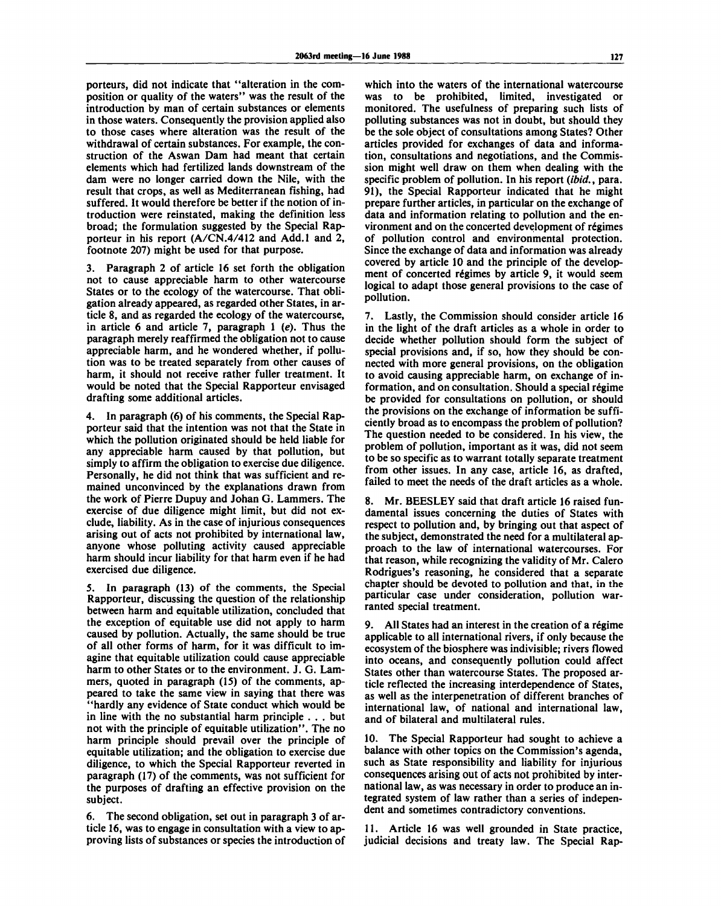porteurs, did not indicate that "alteration in the composition or quality of the waters" was the result of the introduction by man of certain substances or elements in those waters. Consequently the provision applied also to those cases where alteration was the result of the withdrawal of certain substances. For example, the construction of the Aswan Dam had meant that certain elements which had fertilized lands downstream of the dam were no longer carried down the Nile, with the result that crops, as well as Mediterranean fishing, had suffered. It would therefore be better if the notion of introduction were reinstated, making the definition less broad; the formulation suggested by the Special Rapporteur in his report (A/CN.4/412 and Add.1 and 2, footnote 207) might be used for that purpose.

3. Paragraph 2 of article 16 set forth the obligation not to cause appreciable harm to other watercourse States or to the ecology of the watercourse. That obligation already appeared, as regarded other States, in article 8, and as regarded the ecology of the watercourse, in article 6 and article 7, paragraph 1 (*e*). Thus the paragraph merely reaffirmed the obligation not to cause appreciable harm, and he wondered whether, if pollution was to be treated separately from other causes of harm, it should not receive rather fuller treatment. It would be noted that the Special Rapporteur envisaged drafting some additional articles.

4. In paragraph (6) of his comments, the Special Rapporteur said that the intention was not that the State in which the pollution originated should be held liable for any appreciable harm caused by that pollution, but simply to affirm the obligation to exercise due diligence. Personally, he did not think that was sufficient and remained unconvinced by the explanations drawn from the work of Pierre Dupuy and Johan G. Lammers. The exercise of due diligence might limit, but did not exclude, liability. As in the case of injurious consequences arising out of acts not prohibited by international law, anyone whose polluting activity caused appreciable harm should incur liability for that harm even if he had exercised due diligence.

5. In paragraph (13) of the comments, the Special Rapporteur, discussing the question of the relationship between harm and equitable utilization, concluded that the exception of equitable use did not apply to harm caused by pollution. Actually, the same should be true of all other forms of harm, for it was difficult to imagine that equitable utilization could cause appreciable harm to other States or to the environment. J. G. Lammers, quoted in paragraph (15) of the comments, appeared to take the same view in saying that there was "hardly any evidence of State conduct which would be in line with the no substantial harm principle . . . but not with the principle of equitable utilization". The no harm principle should prevail over the principle of equitable utilization; and the obligation to exercise due diligence, to which the Special Rapporteur reverted in paragraph (17) of the comments, was not sufficient for the purposes of drafting an effective provision on the subject.

6. The second obligation, set out in paragraph 3 of article 16, was to engage in consultation with a view to approving lists of substances or species the introduction of which into the waters of the international watercourse was to be prohibited, limited, investigated or monitored. The usefulness of preparing such lists of polluting substances was not in doubt, but should they be the sole object of consultations among States? Other articles provided for exchanges of data and information, consultations and negotiations, and the Commission might well draw on them when dealing with the specific problem of pollution. In his report (*ibid.*, para. 91), the Special Rapporteur indicated that he might prepare further articles, in particular on the exchange of data and information relating to pollution and the environment and on the concerted development of régimes of pollution control and environmental protection. Since the exchange of data and information was already covered by article 10 and the principle of the development of concerted régimes by article 9, it would seem logical to adapt those general provisions to the case of pollution.

7. Lastly, the Commission should consider article 16 in the light of the draft articles as a whole in order to decide whether pollution should form the subject of special provisions and, if so, how they should be connected with more general provisions, on the obligation to avoid causing appreciable harm, on exchange of information, and on consultation. Should a special régime be provided for consultations on pollution, or should the provisions on the exchange of information be sufficiently broad as to encompass the problem of pollution? The question needed to be considered. In his view, the problem of pollution, important as it was, did not seem to be so specific as to warrant totally separate treatment from other issues. In any case, article 16, as drafted, failed to meet the needs of the draft articles as a whole.

8. Mr. BEESLEY said that draft article 16 raised fundamental issues concerning the duties of States with respect to pollution and, by bringing out that aspect of the subject, demonstrated the need for a multilateral approach to the law of international watercourses. For that reason, while recognizing the validity of Mr. Calero Rodrigues's reasoning, he considered that a separate chapter should be devoted to pollution and that, in the particular case under consideration, pollution warranted special treatment.

9. All States had an interest in the creation of a régime applicable to all international rivers, if only because the ecosystem of the biosphere was indivisible; rivers flowed into oceans, and consequently pollution could affect States other than watercourse States. The proposed article reflected the increasing interdependence of States, as well as the interpenetration of different branches of international law, of national and international law, and of bilateral and multilateral rules.

10. The Special Rapporteur had sought to achieve a balance with other topics on the Commission's agenda, such as State responsibility and liability for injurious consequences arising out of acts not prohibited by international law, as was necessary in order to produce an integrated system of law rather than a series of independent and sometimes contradictory conventions.

11. Article 16 was well grounded in State practice, judicial decisions and treaty law. The Special Rap-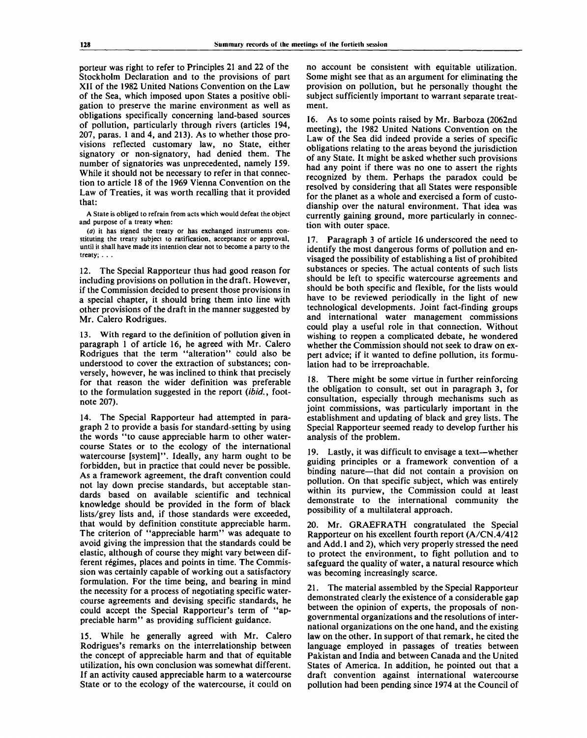porteur was right to refer to Principles 21 and 22 of the Stockholm Declaration and to the provisions of part XII of the 1982 United Nations Convention on the Law of the Sea, which imposed upon States a positive obligation to preserve the marine environment as well as obligations specifically concerning land-based sources of pollution, particularly through rivers (articles 194, 207, paras. 1 and 4, and 213). As to whether those provisions reflected customary law, no State, either signatory or non-signatory, had denied them. The number of signatories was unprecedented, namely 159. While it should not be necessary to refer in that connection to article 18 of the 1969 Vienna Convention on the Law of Treaties, it was worth recalling that it provided that:

> A State is obliged to refrain from acts which would defeat the object and purpose of a treaty when:
>
> (*a*) it has signed the treaty or has exchanged instruments constituting the treaty subject to ratification, acceptance or approval, until it shall have made its intention clear not to become a party to the treaty; . . .

12. The Special Rapporteur thus had good reason for including provisions on pollution in the draft. However, if the Commission decided to present those provisions in a special chapter, it should bring them into line with other provisions of the draft in the manner suggested by Mr. Calero Rodrigues.

13. With regard to the definition of pollution given in paragraph 1 of article 16, he agreed with Mr. Calero Rodrigues that the term "alteration" could also be understood to cover the extraction of substances; conversely, however, he was inclined to think that precisely for that reason the wider definition was preferable to the formulation suggested in the report (*ibid.*, footnote 207).

14. The Special Rapporteur had attempted in paragraph 2 to provide a basis for standard-setting by using the words "to cause appreciable harm to other watercourse States or to the ecology of the international watercourse [system]". Ideally, any harm ought to be forbidden, but in practice that could never be possible. As a framework agreement, the draft convention could not lay down precise standards, but acceptable standards based on available scientific and technical knowledge should be provided in the form of black lists/grey lists and, if those standards were exceeded, that would by definition constitute appreciable harm. The criterion of "appreciable harm" was adequate to avoid giving the impression that the standards could be elastic, although of course they might vary between different régimes, places and points in time. The Commission was certainly capable of working out a satisfactory formulation. For the time being, and bearing in mind the necessity for a process of negotiating specific watercourse agreements and devising specific standards, he could accept the Special Rapporteur's term of "appreciable harm" as providing sufficient guidance.

15. While he generally agreed with Mr. Calero Rodrigues's remarks on the interrelationship between the concept of appreciable harm and that of equitable utilization, his own conclusion was somewhat different. If an activity caused appreciable harm to a watercourse State or to the ecology of the watercourse, it could on no account be consistent with equitable utilization. Some might see that as an argument for eliminating the provision on pollution, but he personally thought the subject sufficiently important to warrant separate treatment.

16. As to some points raised by Mr. Barboza (2062nd meeting), the 1982 United Nations Convention on the Law of the Sea did indeed provide a series of specific obligations relating to the areas beyond the jurisdiction of any State. It might be asked whether such provisions had any point if there was no one to assert the rights recognized by them. Perhaps the paradox could be resolved by considering that all States were responsible for the planet as a whole and exercised a form of custodianship over the natural environment. That idea was currently gaining ground, more particularly in connection with outer space.

17. Paragraph 3 of article 16 underscored the need to identify the most dangerous forms of pollution and envisaged the possibility of establishing a list of prohibited substances or species. The actual contents of such lists should be left to specific watercourse agreements and should be both specific and flexible, for the lists would have to be reviewed periodically in the light of new technological developments. Joint fact-finding groups and international water management commissions could play a useful role in that connection. Without wishing to reopen a complicated debate, he wondered whether the Commission should not seek to draw on expert advice; if it wanted to define pollution, its formulation had to be irreproachable.

18. There might be some virtue in further reinforcing the obligation to consult, set out in paragraph 3, for consultation, especially through mechanisms such as joint commissions, was particularly important in the establishment and updating of black and grey lists. The Special Rapporteur seemed ready to develop further his analysis of the problem.

19. Lastly, it was difficult to envisage a text—whether guiding principles or a framework convention of a binding nature—that did not contain a provision on pollution. On that specific subject, which was entirely within its purview, the Commission could at least demonstrate to the international community the possibility of a multilateral approach.

20. Mr. GRAEFRATH congratulated the Special Rapporteur on his excellent fourth report (A/CN.4/412 and Add.1 and 2), which very properly stressed the need to protect the environment, to fight pollution and to safeguard the quality of water, a natural resource which was becoming increasingly scarce.

21. The material assembled by the Special Rapporteur demonstrated clearly the existence of a considerable gap between the opinion of experts, the proposals of non-governmental organizations and the resolutions of international organizations on the one hand, and the existing law on the other. In support of that remark, he cited the language employed in passages of treaties between Pakistan and India and between Canada and the United States of America. In addition, he pointed out that a draft convention against international watercourse pollution had been pending since 1974 at the Council of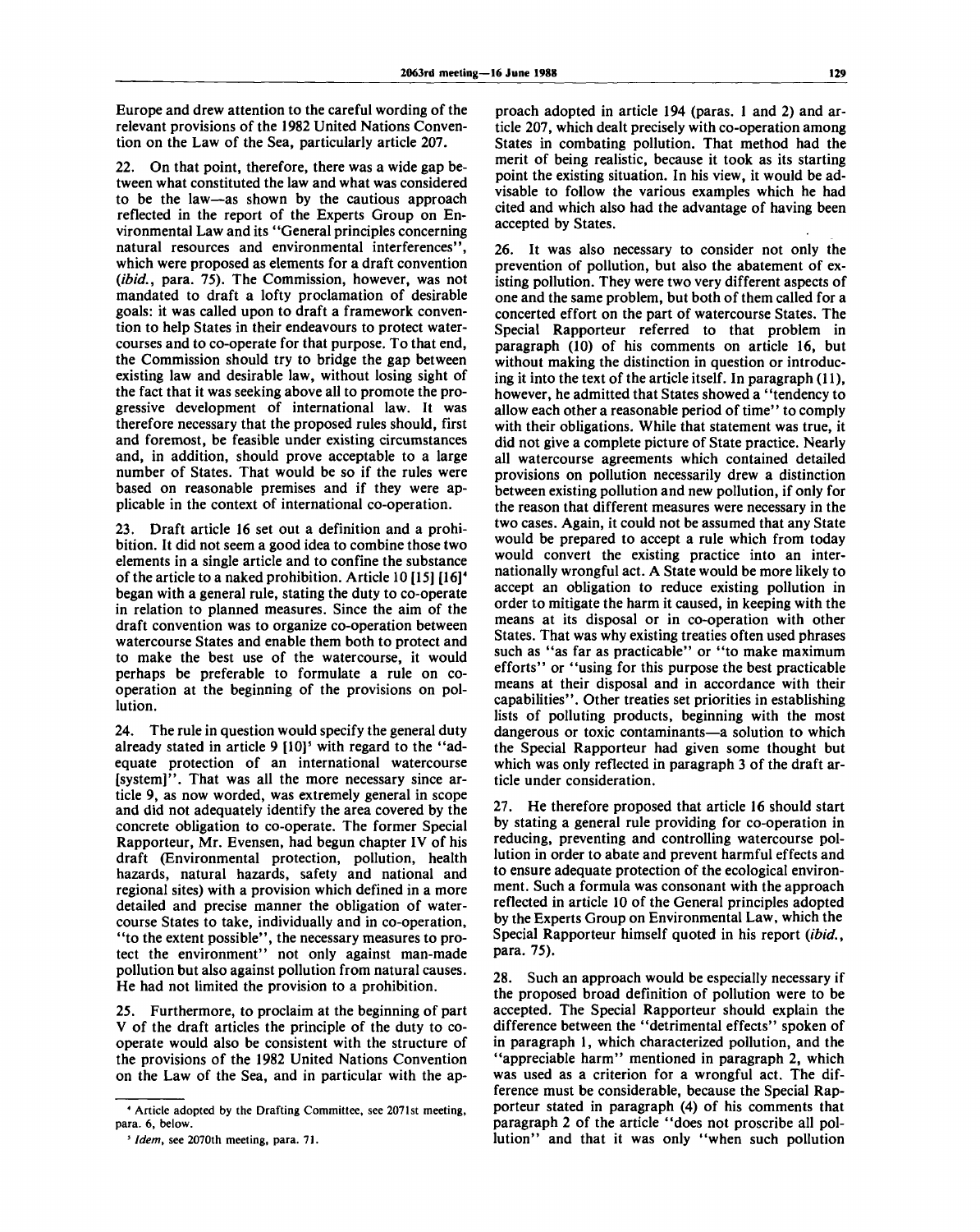Europe and drew attention to the careful wording of the relevant provisions of the 1982 United Nations Convention on the Law of the Sea, particularly article 207.

22. On that point, therefore, there was a wide gap between what constituted the law and what was considered to be the law—as shown by the cautious approach reflected in the report of the Experts Group on Environmental Law and its "General principles concerning natural resources and environmental interferences", which were proposed as elements for a draft convention (*ibid.*, para. 75). The Commission, however, was not mandated to draft a lofty proclamation of desirable goals: it was called upon to draft a framework convention to help States in their endeavours to protect watercourses and to co-operate for that purpose. To that end, the Commission should try to bridge the gap between existing law and desirable law, without losing sight of the fact that it was seeking above all to promote the progressive development of international law. It was therefore necessary that the proposed rules should, first and foremost, be feasible under existing circumstances and, in addition, should prove acceptable to a large number of States. That would be so if the rules were based on reasonable premises and if they were applicable in the context of international co-operation.

23. Draft article 16 set out a definition and a prohibition. It did not seem a good idea to combine those two elements in a single article and to confine the substance of the article to a naked prohibition. Article 10 [15] [16][4] began with a general rule, stating the duty to co-operate in relation to planned measures. Since the aim of the draft convention was to organize co-operation between watercourse States and enable them both to protect and to make the best use of the watercourse, it would perhaps be preferable to formulate a rule on co-operation at the beginning of the provisions on pollution.

24. The rule in question would specify the general duty already stated in article 9 [10][5] with regard to the "adequate protection of an international watercourse [system]". That was all the more necessary since article 9, as now worded, was extremely general in scope and did not adequately identify the area covered by the concrete obligation to co-operate. The former Special Rapporteur, Mr. Evensen, had begun chapter IV of his draft (Environmental protection, pollution, health hazards, natural hazards, safety and national and regional sites) with a provision which defined in a more detailed and precise manner the obligation of watercourse States to take, individually and in co-operation, "to the extent possible", the necessary measures to protect the environment" not only against man-made pollution but also against pollution from natural causes. He had not limited the provision to a prohibition.

25. Furthermore, to proclaim at the beginning of part V of the draft articles the principle of the duty to co-operate would also be consistent with the structure of the provisions of the 1982 United Nations Convention on the Law of the Sea, and in particular with the approach adopted in article 194 (paras. 1 and 2) and article 207, which dealt precisely with co-operation among States in combating pollution. That method had the merit of being realistic, because it took as its starting point the existing situation. In his view, it would be advisable to follow the various examples which he had cited and which also had the advantage of having been accepted by States.

26. It was also necessary to consider not only the prevention of pollution, but also the abatement of existing pollution. They were two very different aspects of one and the same problem, but both of them called for a concerted effort on the part of watercourse States. The Special Rapporteur referred to that problem in paragraph (10) of his comments on article 16, but without making the distinction in question or introducing it into the text of the article itself. In paragraph (11), however, he admitted that States showed a "tendency to allow each other a reasonable period of time" to comply with their obligations. While that statement was true, it did not give a complete picture of State practice. Nearly all watercourse agreements which contained detailed provisions on pollution necessarily drew a distinction between existing pollution and new pollution, if only for the reason that different measures were necessary in the two cases. Again, it could not be assumed that any State would be prepared to accept a rule which from today would convert the existing practice into an internationally wrongful act. A State would be more likely to accept an obligation to reduce existing pollution in order to mitigate the harm it caused, in keeping with the means at its disposal or in co-operation with other States. That was why existing treaties often used phrases such as "as far as practicable" or "to make maximum efforts" or "using for this purpose the best practicable means at their disposal and in accordance with their capabilities". Other treaties set priorities in establishing lists of polluting products, beginning with the most dangerous or toxic contaminants—a solution to which the Special Rapporteur had given some thought but which was only reflected in paragraph 3 of the draft article under consideration.

27. He therefore proposed that article 16 should start by stating a general rule providing for co-operation in reducing, preventing and controlling watercourse pollution in order to abate and prevent harmful effects and to ensure adequate protection of the ecological environment. Such a formula was consonant with the approach reflected in article 10 of the General principles adopted by the Experts Group on Environmental Law, which the Special Rapporteur himself quoted in his report (*ibid.*, para. 75).

28. Such an approach would be especially necessary if the proposed broad definition of pollution were to be accepted. The Special Rapporteur should explain the difference between the "detrimental effects" spoken of in paragraph 1, which characterized pollution, and the "appreciable harm" mentioned in paragraph 2, which was used as a criterion for a wrongful act. The difference must be considerable, because the Special Rapporteur stated in paragraph (4) of his comments that paragraph 2 of the article "does not proscribe all pollution" and that it was only "when such pollution

---

[4] Article adopted by the Drafting Committee, see 2071st meeting, para. 6, below.

[5] *Idem*, see 2070th meeting, para. 71.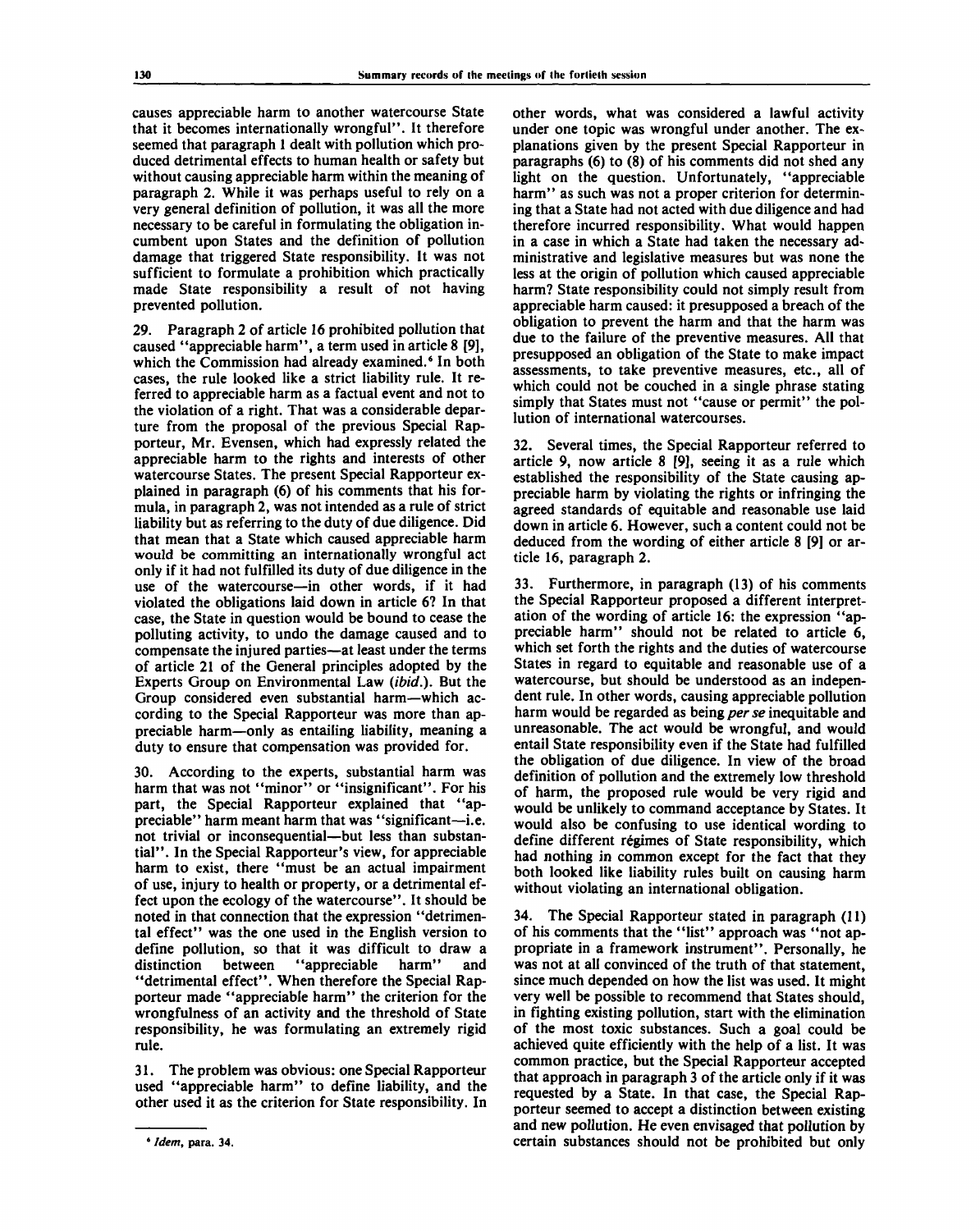causes appreciable harm to another watercourse State that it becomes internationally wrongful". It therefore seemed that paragraph 1 dealt with pollution which produced detrimental effects to human health or safety but without causing appreciable harm within the meaning of paragraph 2. While it was perhaps useful to rely on a very general definition of pollution, it was all the more necessary to be careful in formulating the obligation incumbent upon States and the definition of pollution damage that triggered State responsibility. It was not sufficient to formulate a prohibition which practically made State responsibility a result of not having prevented pollution.

29. Paragraph 2 of article 16 prohibited pollution that caused "appreciable harm", a term used in article 8 [9], which the Commission had already examined.[6] In both cases, the rule looked like a strict liability rule. It referred to appreciable harm as a factual event and not to the violation of a right. That was a considerable departure from the proposal of the previous Special Rapporteur, Mr. Evensen, which had expressly related the appreciable harm to the rights and interests of other watercourse States. The present Special Rapporteur explained in paragraph (6) of his comments that his formula, in paragraph 2, was not intended as a rule of strict liability but as referring to the duty of due diligence. Did that mean that a State which caused appreciable harm would be committing an internationally wrongful act only if it had not fulfilled its duty of due diligence in the use of the watercourse—in other words, if it had violated the obligations laid down in article 6? In that case, the State in question would be bound to cease the polluting activity, to undo the damage caused and to compensate the injured parties—at least under the terms of article 21 of the General principles adopted by the Experts Group on Environmental Law (*ibid.*). But the Group considered even substantial harm—which according to the Special Rapporteur was more than appreciable harm—only as entailing liability, meaning a duty to ensure that compensation was provided for.

30. According to the experts, substantial harm was harm that was not "minor" or "insignificant". For his part, the Special Rapporteur explained that "appreciable" harm meant harm that was "significant—i.e. not trivial or inconsequential—but less than substantial". In the Special Rapporteur's view, for appreciable harm to exist, there "must be an actual impairment of use, injury to health or property, or a detrimental effect upon the ecology of the watercourse". It should be noted in that connection that the expression "detrimental effect" was the one used in the English version to define pollution, so that it was difficult to draw a distinction between "appreciable harm" and "detrimental effect". When therefore the Special Rapporteur made "appreciable harm" the criterion for the wrongfulness of an activity and the threshold of State responsibility, he was formulating an extremely rigid rule.

31. The problem was obvious: one Special Rapporteur used "appreciable harm" to define liability, and the other used it as the criterion for State responsibility. In other words, what was considered a lawful activity under one topic was wrongful under another. The explanations given by the present Special Rapporteur in paragraphs (6) to (8) of his comments did not shed any light on the question. Unfortunately, "appreciable harm" as such was not a proper criterion for determining that a State had not acted with due diligence and had therefore incurred responsibility. What would happen in a case in which a State had taken the necessary administrative and legislative measures but was none the less at the origin of pollution which caused appreciable harm? State responsibility could not simply result from appreciable harm caused: it presupposed a breach of the obligation to prevent the harm and that the harm was due to the failure of the preventive measures. All that presupposed an obligation of the State to make impact assessments, to take preventive measures, etc., all of which could not be couched in a single phrase stating simply that States must not "cause or permit" the pollution of international watercourses.

32. Several times, the Special Rapporteur referred to article 9, now article 8 [9], seeing it as a rule which established the responsibility of the State causing appreciable harm by violating the rights or infringing the agreed standards of equitable and reasonable use laid down in article 6. However, such a content could not be deduced from the wording of either article 8 [9] or article 16, paragraph 2.

33. Furthermore, in paragraph (13) of his comments the Special Rapporteur proposed a different interpretation of the wording of article 16: the expression "appreciable harm" should not be related to article 6, which set forth the rights and the duties of watercourse States in regard to equitable and reasonable use of a watercourse, but should be understood as an independent rule. In other words, causing appreciable pollution harm would be regarded as being *per se* inequitable and unreasonable. The act would be wrongful, and would entail State responsibility even if the State had fulfilled the obligation of due diligence. In view of the broad definition of pollution and the extremely low threshold of harm, the proposed rule would be very rigid and would be unlikely to command acceptance by States. It would also be confusing to use identical wording to define different régimes of State responsibility, which had nothing in common except for the fact that they both looked like liability rules built on causing harm without violating an international obligation.

34. The Special Rapporteur stated in paragraph (11) of his comments that the "list" approach was "not appropriate in a framework instrument". Personally, he was not at all convinced of the truth of that statement, since much depended on how the list was used. It might very well be possible to recommend that States should, in fighting existing pollution, start with the elimination of the most toxic substances. Such a goal could be achieved quite efficiently with the help of a list. It was common practice, but the Special Rapporteur accepted that approach in paragraph 3 of the article only if it was requested by a State. In that case, the Special Rapporteur seemed to accept a distinction between existing and new pollution. He even envisaged that pollution by certain substances should not be prohibited but only

[6] *Idem*, para. 34.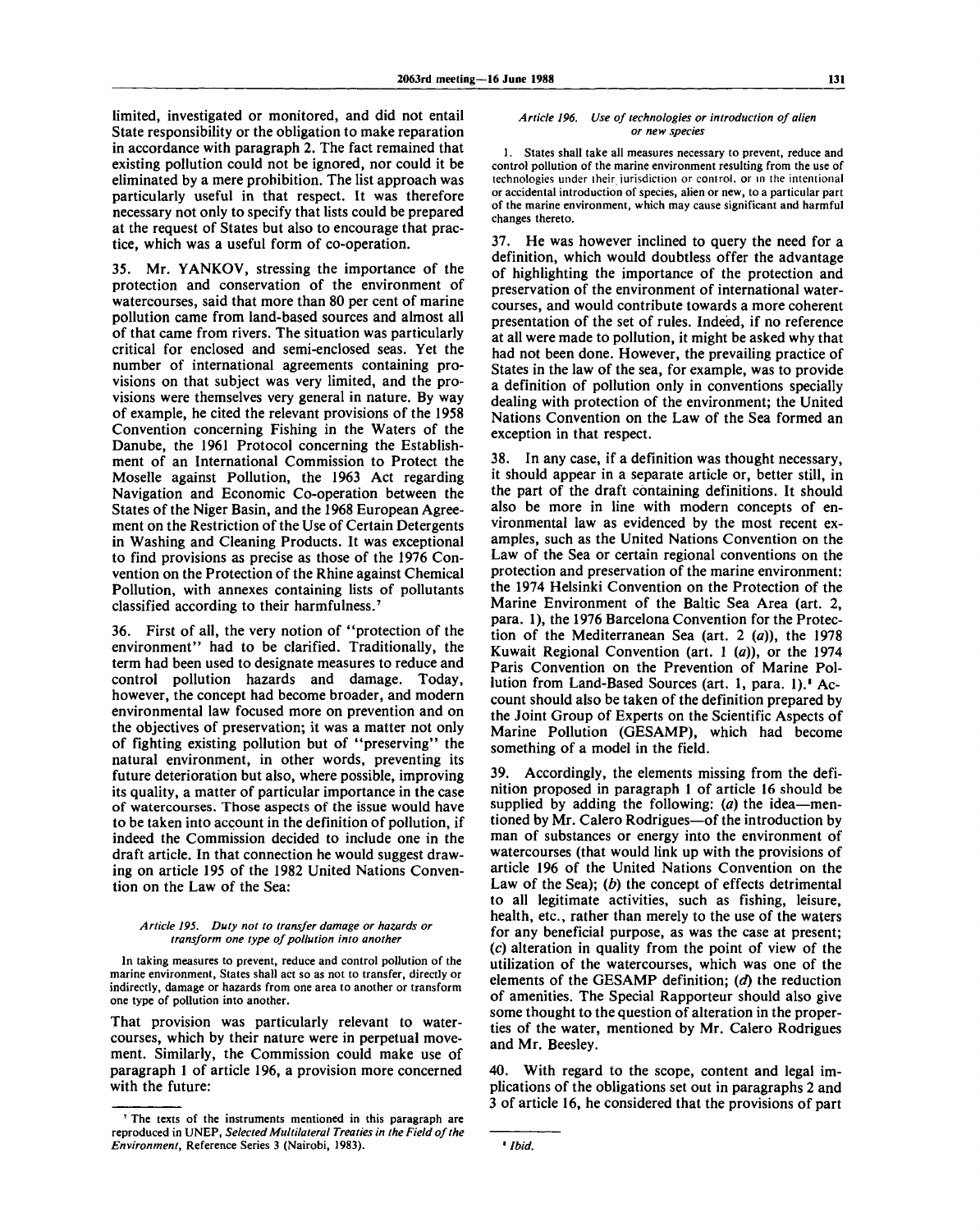limited, investigated or monitored, and did not entail State responsibility or the obligation to make reparation in accordance with paragraph 2. The fact remained that existing pollution could not be ignored, nor could it be eliminated by a mere prohibition. The list approach was particularly useful in that respect. It was therefore necessary not only to specify that lists could be prepared at the request of States but also to encourage that practice, which was a useful form of co-operation.

35. Mr. YANKOV, stressing the importance of the protection and conservation of the environment of watercourses, said that more than 80 per cent of marine pollution came from land-based sources and almost all of that came from rivers. The situation was particularly critical for enclosed and semi-enclosed seas. Yet the number of international agreements containing provisions on that subject was very limited, and the provisions were themselves very general in nature. By way of example, he cited the relevant provisions of the 1958 Convention concerning Fishing in the Waters of the Danube, the 1961 Protocol concerning the Establishment of an International Commission to Protect the Moselle against Pollution, the 1963 Act regarding Navigation and Economic Co-operation between the States of the Niger Basin, and the 1968 European Agreement on the Restriction of the Use of Certain Detergents in Washing and Cleaning Products. It was exceptional to find provisions as precise as those of the 1976 Convention on the Protection of the Rhine against Chemical Pollution, with annexes containing lists of pollutants classified according to their harmfulness.[7]

36. First of all, the very notion of "protection of the environment" had to be clarified. Traditionally, the term had been used to designate measures to reduce and control pollution hazards and damage. Today, however, the concept had become broader, and modern environmental law focused more on prevention and on the objectives of preservation; it was a matter not only of fighting existing pollution but of "preserving" the natural environment, in other words, preventing its future deterioration but also, where possible, improving its quality, a matter of particular importance in the case of watercourses. Those aspects of the issue would have to be taken into account in the definition of pollution, if indeed the Commission decided to include one in the draft article. In that connection he would suggest drawing on article 195 of the 1982 United Nations Convention on the Law of the Sea:

*Article 195. Duty not to transfer damage or hazards or transform one type of pollution into another*

In taking measures to prevent, reduce and control pollution of the marine environment, States shall act so as not to transfer, directly or indirectly, damage or hazards from one area to another or transform one type of pollution into another.

That provision was particularly relevant to watercourses, which by their nature were in perpetual movement. Similarly, the Commission could make use of paragraph 1 of article 196, a provision more concerned with the future:

*Article 196. Use of technologies or introduction of alien or new species*

1. States shall take all measures necessary to prevent, reduce and control pollution of the marine environment resulting from the use of technologies under their jurisdiction or control, or in the intentional or accidental introduction of species, alien or new, to a particular part of the marine environment, which may cause significant and harmful changes thereto.

37. He was however inclined to query the need for a definition, which would doubtless offer the advantage of highlighting the importance of the protection and preservation of the environment of international watercourses, and would contribute towards a more coherent presentation of the set of rules. Indeed, if no reference at all were made to pollution, it might be asked why that had not been done. However, the prevailing practice of States in the law of the sea, for example, was to provide a definition of pollution only in conventions specially dealing with protection of the environment; the United Nations Convention on the Law of the Sea formed an exception in that respect.

38. In any case, if a definition was thought necessary, it should appear in a separate article or, better still, in the part of the draft containing definitions. It should also be more in line with modern concepts of environmental law as evidenced by the most recent examples, such as the United Nations Convention on the Law of the Sea or certain regional conventions on the protection and preservation of the marine environment: the 1974 Helsinki Convention on the Protection of the Marine Environment of the Baltic Sea Area (art. 2, para. 1), the 1976 Barcelona Convention for the Protection of the Mediterranean Sea (art. 2 (*a*)), the 1978 Kuwait Regional Convention (art. 1 (*a*)), or the 1974 Paris Convention on the Prevention of Marine Pollution from Land-Based Sources (art. 1, para. 1).[8] Account should also be taken of the definition prepared by the Joint Group of Experts on the Scientific Aspects of Marine Pollution (GESAMP), which had become something of a model in the field.

39. Accordingly, the elements missing from the definition proposed in paragraph 1 of article 16 should be supplied by adding the following: (*a*) the idea—mentioned by Mr. Calero Rodrigues—of the introduction by man of substances or energy into the environment of watercourses (that would link up with the provisions of article 196 of the United Nations Convention on the Law of the Sea); (*b*) the concept of effects detrimental to all legitimate activities, such as fishing, leisure, health, etc., rather than merely to the use of the waters for any beneficial purpose, as was the case at present; (*c*) alteration in quality from the point of view of the utilization of the watercourses, which was one of the elements of the GESAMP definition; (*d*) the reduction of amenities. The Special Rapporteur should also give some thought to the question of alteration in the properties of the water, mentioned by Mr. Calero Rodrigues and Mr. Beesley.

40. With regard to the scope, content and legal implications of the obligations set out in paragraphs 2 and 3 of article 16, he considered that the provisions of part

---

[7] The texts of the instruments mentioned in this paragraph are reproduced in UNEP, *Selected Multilateral Treaties in the Field of the Environment*, Reference Series 3 (Nairobi, 1983).

[8] *Ibid.*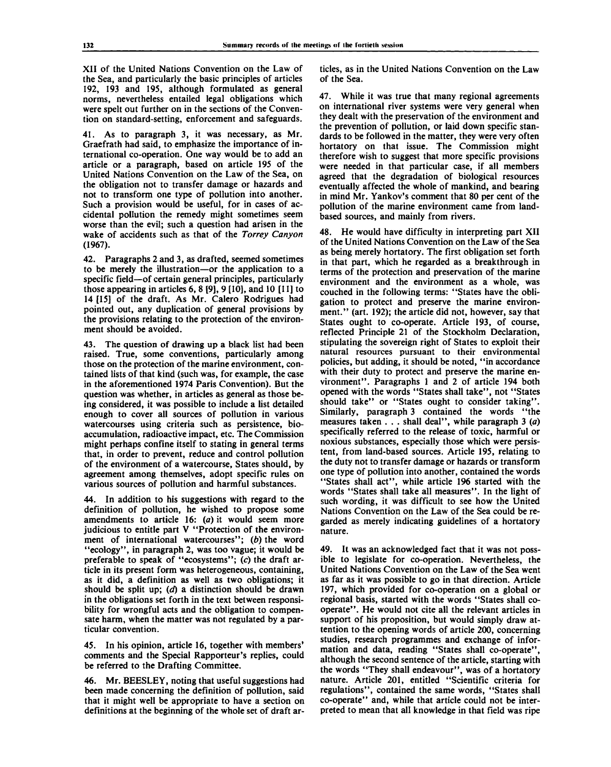XII of the United Nations Convention on the Law of the Sea, and particularly the basic principles of articles 192, 193 and 195, although formulated as general norms, nevertheless entailed legal obligations which were spelt out further on in the sections of the Convention on standard-setting, enforcement and safeguards.

41. As to paragraph 3, it was necessary, as Mr. Graefrath had said, to emphasize the importance of international co-operation. One way would be to add an article or a paragraph, based on article 195 of the United Nations Convention on the Law of the Sea, on the obligation not to transfer damage or hazards and not to transform one type of pollution into another. Such a provision would be useful, for in cases of accidental pollution the remedy might sometimes seem worse than the evil; such a question had arisen in the wake of accidents such as that of the *Torrey Canyon* (1967).

42. Paragraphs 2 and 3, as drafted, seemed sometimes to be merely the illustration—or the application to a specific field—of certain general principles, particularly those appearing in articles 6, 8 [9], 9 [10], and 10 [11] to 14 [15] of the draft. As Mr. Calero Rodrigues had pointed out, any duplication of general provisions by the provisions relating to the protection of the environment should be avoided.

43. The question of drawing up a black list had been raised. True, some conventions, particularly among those on the protection of the marine environment, contained lists of that kind (such was, for example, the case in the aforementioned 1974 Paris Convention). But the question was whether, in articles as general as those being considered, it was possible to include a list detailed enough to cover all sources of pollution in various watercourses using criteria such as persistence, bio-accumulation, radioactive impact, etc. The Commission might perhaps confine itself to stating in general terms that, in order to prevent, reduce and control pollution of the environment of a watercourse, States should, by agreement among themselves, adopt specific rules on various sources of pollution and harmful substances.

44. In addition to his suggestions with regard to the definition of pollution, he wished to propose some amendments to article 16: (*a*) it would seem more judicious to entitle part V "Protection of the environment of international watercourses"; (*b*) the word "ecology", in paragraph 2, was too vague; it would be preferable to speak of "ecosystems"; (*c*) the draft article in its present form was heterogeneous, containing, as it did, a definition as well as two obligations; it should be split up; (*d*) a distinction should be drawn in the obligations set forth in the text between responsibility for wrongful acts and the obligation to compensate harm, when the matter was not regulated by a particular convention.

45. In his opinion, article 16, together with members' comments and the Special Rapporteur's replies, could be referred to the Drafting Committee.

46. Mr. BEESLEY, noting that useful suggestions had been made concerning the definition of pollution, said that it might well be appropriate to have a section on definitions at the beginning of the whole set of draft articles, as in the United Nations Convention on the Law of the Sea.

47. While it was true that many regional agreements on international river systems were very general when they dealt with the preservation of the environment and the prevention of pollution, or laid down specific standards to be followed in the matter, they were very often hortatory on that issue. The Commission might therefore wish to suggest that more specific provisions were needed in that particular case, if all members agreed that the degradation of biological resources eventually affected the whole of mankind, and bearing in mind Mr. Yankov's comment that 80 per cent of the pollution of the marine environment came from land-based sources, and mainly from rivers.

48. He would have difficulty in interpreting part XII of the United Nations Convention on the Law of the Sea as being merely hortatory. The first obligation set forth in that part, which he regarded as a breakthrough in terms of the protection and preservation of the marine environment and the environment as a whole, was couched in the following terms: "States have the obligation to protect and preserve the marine environment." (art. 192); the article did not, however, say that States ought to co-operate. Article 193, of course, reflected Principle 21 of the Stockholm Declaration, stipulating the sovereign right of States to exploit their natural resources pursuant to their environmental policies, but adding, it should be noted, "in accordance with their duty to protect and preserve the marine environment". Paragraphs 1 and 2 of article 194 both opened with the words "States shall take", not "States should take" or "States ought to consider taking". Similarly, paragraph 3 contained the words "the measures taken . . . shall deal", while paragraph 3 (*a*) specifically referred to the release of toxic, harmful or noxious substances, especially those which were persistent, from land-based sources. Article 195, relating to the duty not to transfer damage or hazards or transform one type of pollution into another, contained the words "States shall act", while article 196 started with the words "States shall take all measures". In the light of such wording, it was difficult to see how the United Nations Convention on the Law of the Sea could be regarded as merely indicating guidelines of a hortatory nature.

49. It was an acknowledged fact that it was not possible to legislate for co-operation. Nevertheless, the United Nations Convention on the Law of the Sea went as far as it was possible to go in that direction. Article 197, which provided for co-operation on a global or regional basis, started with the words "States shall co-operate". He would not cite all the relevant articles in support of his proposition, but would simply draw attention to the opening words of article 200, concerning studies, research programmes and exchange of information and data, reading "States shall co-operate", although the second sentence of the article, starting with the words "They shall endeavour", was of a hortatory nature. Article 201, entitled "Scientific criteria for regulations", contained the same words, "States shall co-operate" and, while that article could not be interpreted to mean that all knowledge in that field was ripe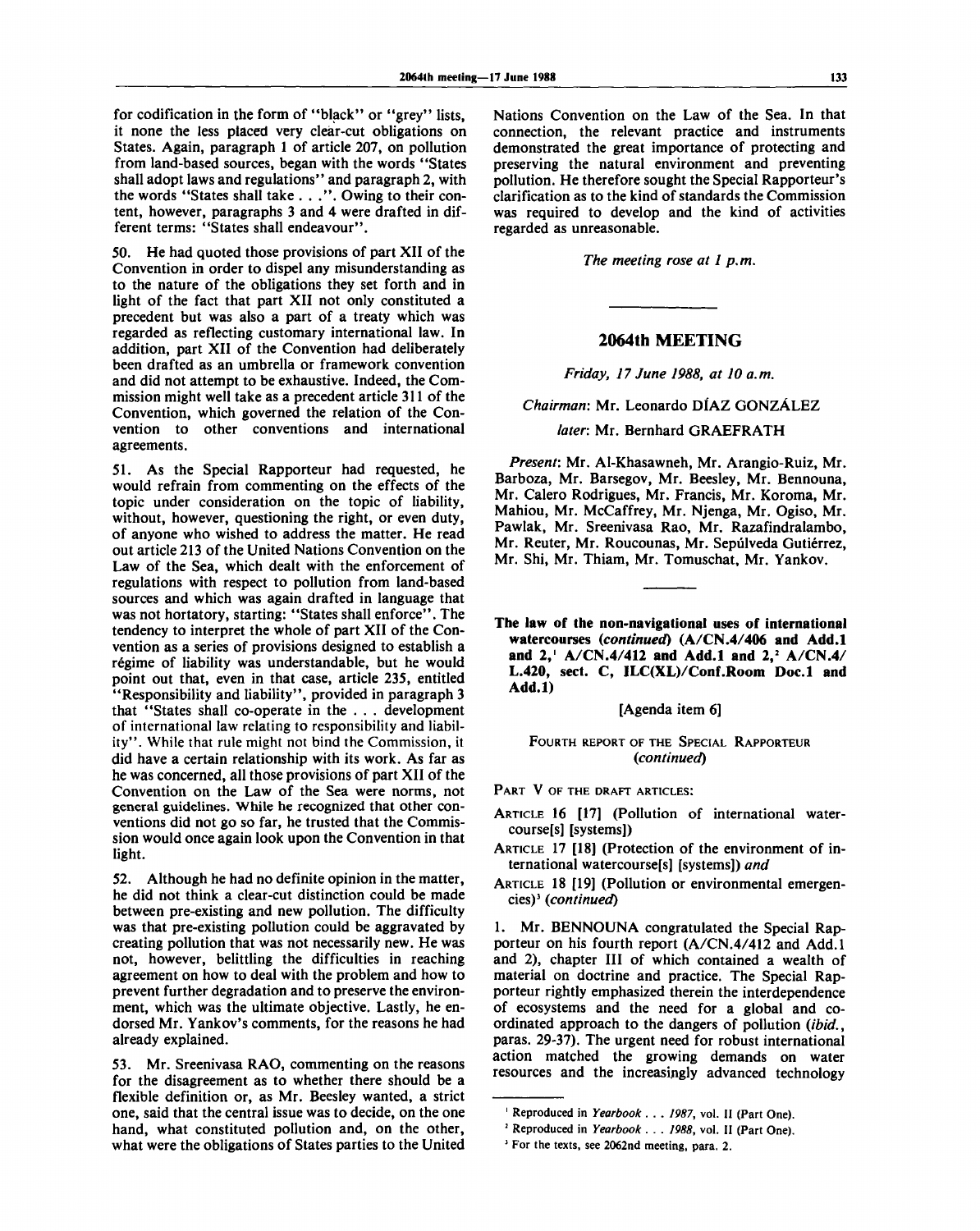for codification in the form of "black" or "grey" lists, it none the less placed very clear-cut obligations on States. Again, paragraph 1 of article 207, on pollution from land-based sources, began with the words "States shall adopt laws and regulations" and paragraph 2, with the words "States shall take . . .". Owing to their content, however, paragraphs 3 and 4 were drafted in different terms: "States shall endeavour".

50. He had quoted those provisions of part XII of the Convention in order to dispel any misunderstanding as to the nature of the obligations they set forth and in light of the fact that part XII not only constituted a precedent but was also a part of a treaty which was regarded as reflecting customary international law. In addition, part XII of the Convention had deliberately been drafted as an umbrella or framework convention and did not attempt to be exhaustive. Indeed, the Commission might well take as a precedent article 311 of the Convention, which governed the relation of the Convention to other conventions and international agreements.

51. As the Special Rapporteur had requested, he would refrain from commenting on the effects of the topic under consideration on the topic of liability, without, however, questioning the right, or even duty, of anyone who wished to address the matter. He read out article 213 of the United Nations Convention on the Law of the Sea, which dealt with the enforcement of regulations with respect to pollution from land-based sources and which was again drafted in language that was not hortatory, starting: "States shall enforce". The tendency to interpret the whole of part XII of the Convention as a series of provisions designed to establish a régime of liability was understandable, but he would point out that, even in that case, article 235, entitled "Responsibility and liability", provided in paragraph 3 that "States shall co-operate in the . . . development of international law relating to responsibility and liability". While that rule might not bind the Commission, it did have a certain relationship with its work. As far as he was concerned, all those provisions of part XII of the Convention on the Law of the Sea were norms, not general guidelines. While he recognized that other conventions did not go so far, he trusted that the Commission would once again look upon the Convention in that light.

52. Although he had no definite opinion in the matter, he did not think a clear-cut distinction could be made between pre-existing and new pollution. The difficulty was that pre-existing pollution could be aggravated by creating pollution that was not necessarily new. He was not, however, belittling the difficulties in reaching agreement on how to deal with the problem and how to prevent further degradation and to preserve the environment, which was the ultimate objective. Lastly, he endorsed Mr. Yankov's comments, for the reasons he had already explained.

53. Mr. Sreenivasa RAO, commenting on the reasons for the disagreement as to whether there should be a flexible definition or, as Mr. Beesley wanted, a strict one, said that the central issue was to decide, on the one hand, what constituted pollution and, on the other, what were the obligations of States parties to the United Nations Convention on the Law of the Sea. In that connection, the relevant practice and instruments demonstrated the great importance of protecting and preserving the natural environment and preventing pollution. He therefore sought the Special Rapporteur's clarification as to the kind of standards the Commission was required to develop and the kind of activities regarded as unreasonable.

*The meeting rose at 1 p.m.*

---

## 2064th MEETING

*Friday, 17 June 1988, at 10 a.m.*

*Chairman*: Mr. Leonardo DÍAZ GONZÁLEZ

*later*: Mr. Bernhard GRAEFRATH

*Present*: Mr. Al-Khasawneh, Mr. Arangio-Ruiz, Mr. Barboza, Mr. Barsegov, Mr. Beesley, Mr. Bennouna, Mr. Calero Rodrigues, Mr. Francis, Mr. Koroma, Mr. Mahiou, Mr. McCaffrey, Mr. Njenga, Mr. Ogiso, Mr. Pawlak, Mr. Sreenivasa Rao, Mr. Razafindralambo, Mr. Reuter, Mr. Roucounas, Mr. Sepúlveda Gutiérrez, Mr. Shi, Mr. Thiam, Mr. Tomuschat, Mr. Yankov.

---

**The law of the non-navigational uses of international watercourses *(continued)* (A/CN.4/406 and Add.1 and 2,[1] A/CN.4/412 and Add.1 and 2,[2] A/CN.4/L.420, sect. C, ILC(XL)/Conf.Room Doc.1 and Add.1)**

[Agenda item 6]

FOURTH REPORT OF THE SPECIAL RAPPORTEUR *(continued)*

PART V OF THE DRAFT ARTICLES:

ARTICLE 16 [17] (Pollution of international watercourse[s] [systems])

ARTICLE 17 [18] (Protection of the environment of international watercourse[s] [systems]) *and*

ARTICLE 18 [19] (Pollution or environmental emergencies)[3] *(continued)*

1. Mr. BENNOUNA congratulated the Special Rapporteur on his fourth report (A/CN.4/412 and Add.1 and 2), chapter III of which contained a wealth of material on doctrine and practice. The Special Rapporteur rightly emphasized therein the interdependence of ecosystems and the need for a global and coordinated approach to the dangers of pollution (*ibid.*, paras. 29-37). The urgent need for robust international action matched the growing demands on water resources and the increasingly advanced technology

---

[1] Reproduced in *Yearbook . . . 1987*, vol. II (Part One).

[2] Reproduced in *Yearbook . . . 1988*, vol. II (Part One).

[3] For the texts, see 2062nd meeting, para. 2.